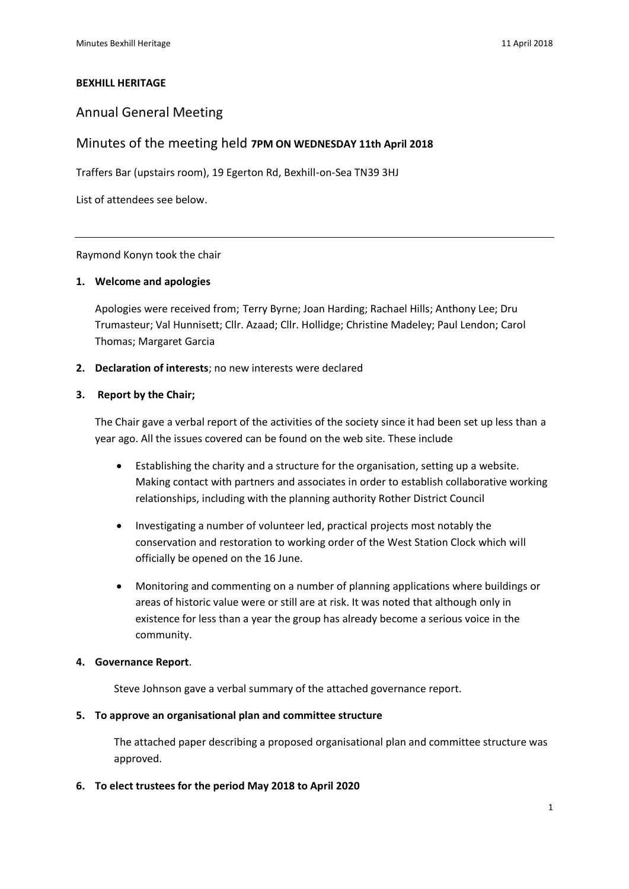**BEXHILL HERITAGE**

## Annual General Meeting

## Minutes of the meeting held **7PM ON WEDNESDAY 11th April 2018**

Traffers Bar (upstairs room), 19 Egerton Rd, Bexhill-on-Sea TN39 3HJ

List of attendees see below.

---

Raymond Konyn took the chair

1. **Welcome and apologies**

   Apologies were received from; Terry Byrne; Joan Harding; Rachael Hills; Anthony Lee; Dru Trumasteur; Val Hunnisett; Cllr. Azaad; Cllr. Hollidge; Christine Madeley; Paul Lendon; Carol Thomas; Margaret Garcia

2. **Declaration of interests**; no new interests were declared

3. **Report by the Chair;**

   The Chair gave a verbal report of the activities of the society since it had been set up less than a year ago. All the issues covered can be found on the web site. These include

   - Establishing the charity and a structure for the organisation, setting up a website. Making contact with partners and associates in order to establish collaborative working relationships, including with the planning authority Rother District Council

   - Investigating a number of volunteer led, practical projects most notably the conservation and restoration to working order of the West Station Clock which will officially be opened on the 16 June.

   - Monitoring and commenting on a number of planning applications where buildings or areas of historic value were or still are at risk. It was noted that although only in existence for less than a year the group has already become a serious voice in the community.

4. **Governance Report**.

   Steve Johnson gave a verbal summary of the attached governance report.

5. **To approve an organisational plan and committee structure**

   The attached paper describing a proposed organisational plan and committee structure was approved.

6. **To elect trustees for the period May 2018 to April 2020**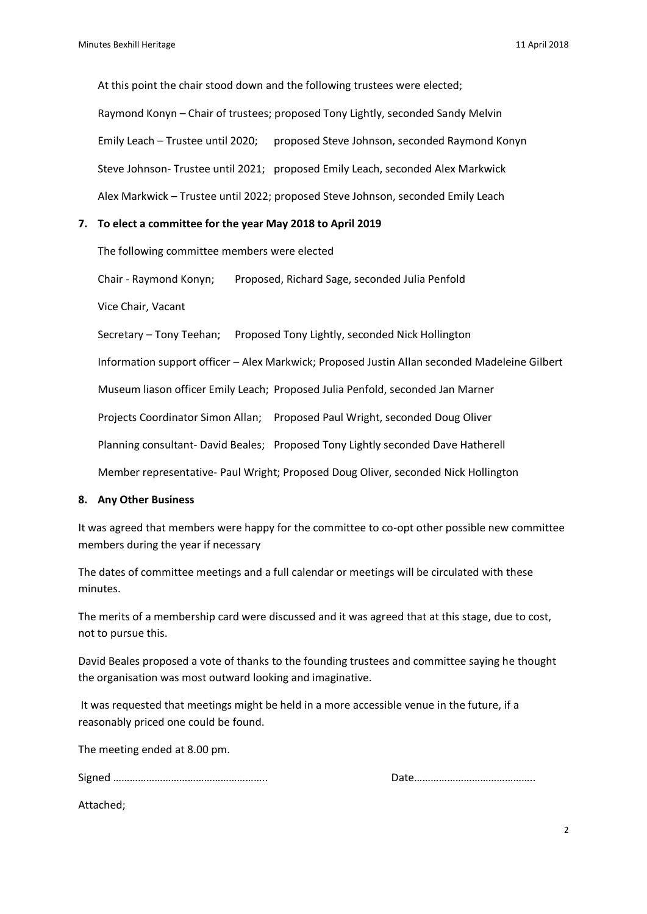At this point the chair stood down and the following trustees were elected;

Raymond Konyn – Chair of trustees; proposed Tony Lightly, seconded Sandy Melvin

Emily Leach – Trustee until 2020; proposed Steve Johnson, seconded Raymond Konyn

Steve Johnson- Trustee until 2021; proposed Emily Leach, seconded Alex Markwick

Alex Markwick – Trustee until 2022; proposed Steve Johnson, seconded Emily Leach

**7. To elect a committee for the year May 2018 to April 2019**

The following committee members were elected

Chair - Raymond Konyn; Proposed, Richard Sage, seconded Julia Penfold

Vice Chair, Vacant

Secretary – Tony Teehan; Proposed Tony Lightly, seconded Nick Hollington

Information support officer – Alex Markwick; Proposed Justin Allan seconded Madeleine Gilbert

Museum liason officer Emily Leach; Proposed Julia Penfold, seconded Jan Marner

Projects Coordinator Simon Allan; Proposed Paul Wright, seconded Doug Oliver

Planning consultant- David Beales; Proposed Tony Lightly seconded Dave Hatherell

Member representative- Paul Wright; Proposed Doug Oliver, seconded Nick Hollington

**8. Any Other Business**

It was agreed that members were happy for the committee to co-opt other possible new committee members during the year if necessary

The dates of committee meetings and a full calendar or meetings will be circulated with these minutes.

The merits of a membership card were discussed and it was agreed that at this stage, due to cost, not to pursue this.

David Beales proposed a vote of thanks to the founding trustees and committee saying he thought the organisation was most outward looking and imaginative.

It was requested that meetings might be held in a more accessible venue in the future, if a reasonably priced one could be found.

The meeting ended at 8.00 pm.

Signed ……………………………………………….. Date……………………………………..

Attached;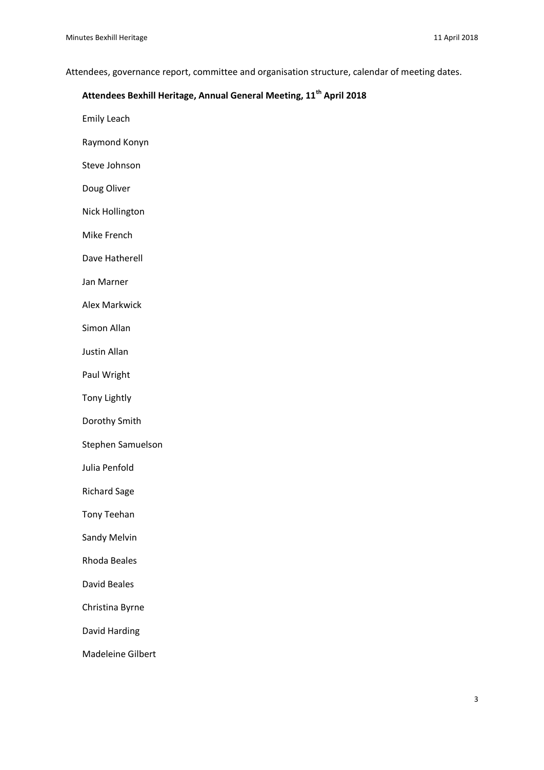Attendees, governance report, committee and organisation structure, calendar of meeting dates.

**Attendees Bexhill Heritage, Annual General Meeting, 11th April 2018**

Emily Leach

Raymond Konyn

Steve Johnson

Doug Oliver

Nick Hollington

Mike French

Dave Hatherell

Jan Marner

Alex Markwick

Simon Allan

Justin Allan

Paul Wright

Tony Lightly

Dorothy Smith

Stephen Samuelson

Julia Penfold

Richard Sage

Tony Teehan

Sandy Melvin

Rhoda Beales

David Beales

Christina Byrne

David Harding

Madeleine Gilbert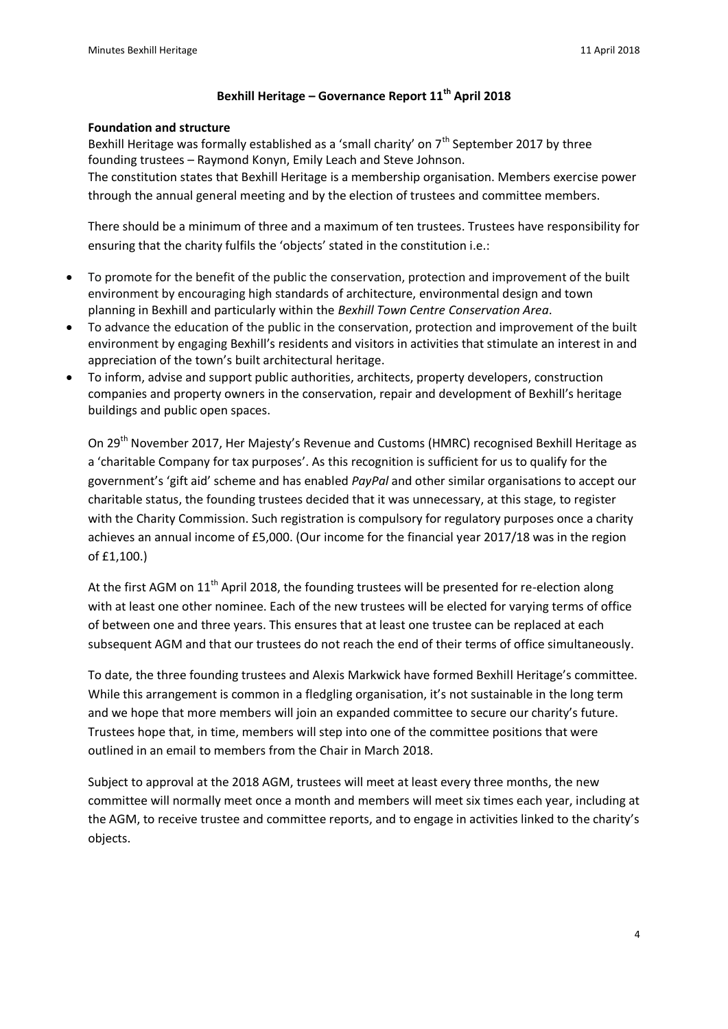# Bexhill Heritage – Governance Report 11th April 2018

**Foundation and structure**

Bexhill Heritage was formally established as a 'small charity' on 7th September 2017 by three founding trustees – Raymond Konyn, Emily Leach and Steve Johnson.

The constitution states that Bexhill Heritage is a membership organisation. Members exercise power through the annual general meeting and by the election of trustees and committee members.

There should be a minimum of three and a maximum of ten trustees. Trustees have responsibility for ensuring that the charity fulfils the 'objects' stated in the constitution i.e.:

- To promote for the benefit of the public the conservation, protection and improvement of the built environment by encouraging high standards of architecture, environmental design and town planning in Bexhill and particularly within the *Bexhill Town Centre Conservation Area*.
- To advance the education of the public in the conservation, protection and improvement of the built environment by engaging Bexhill's residents and visitors in activities that stimulate an interest in and appreciation of the town's built architectural heritage.
- To inform, advise and support public authorities, architects, property developers, construction companies and property owners in the conservation, repair and development of Bexhill's heritage buildings and public open spaces.

On 29th November 2017, Her Majesty's Revenue and Customs (HMRC) recognised Bexhill Heritage as a 'charitable Company for tax purposes'. As this recognition is sufficient for us to qualify for the government's 'gift aid' scheme and has enabled *PayPal* and other similar organisations to accept our charitable status, the founding trustees decided that it was unnecessary, at this stage, to register with the Charity Commission. Such registration is compulsory for regulatory purposes once a charity achieves an annual income of £5,000. (Our income for the financial year 2017/18 was in the region of £1,100.)

At the first AGM on 11th April 2018, the founding trustees will be presented for re-election along with at least one other nominee. Each of the new trustees will be elected for varying terms of office of between one and three years. This ensures that at least one trustee can be replaced at each subsequent AGM and that our trustees do not reach the end of their terms of office simultaneously.

To date, the three founding trustees and Alexis Markwick have formed Bexhill Heritage's committee. While this arrangement is common in a fledgling organisation, it's not sustainable in the long term and we hope that more members will join an expanded committee to secure our charity's future. Trustees hope that, in time, members will step into one of the committee positions that were outlined in an email to members from the Chair in March 2018.

Subject to approval at the 2018 AGM, trustees will meet at least every three months, the new committee will normally meet once a month and members will meet six times each year, including at the AGM, to receive trustee and committee reports, and to engage in activities linked to the charity's objects.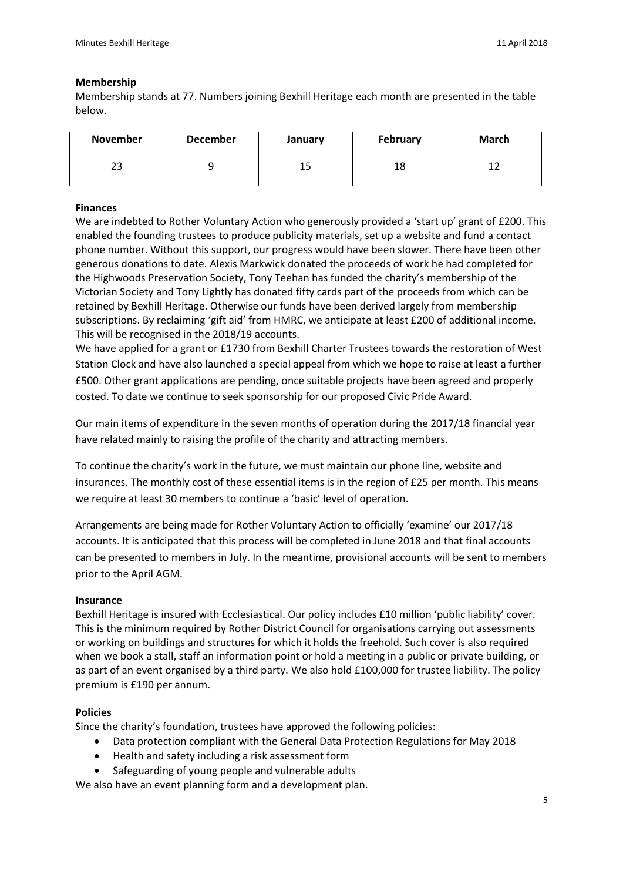**Membership**

Membership stands at 77. Numbers joining Bexhill Heritage each month are presented in the table below.

| November | December | January | February | March |
|---|---|---|---|---|
| 23 | 9 | 15 | 18 | 12 |

**Finances**

We are indebted to Rother Voluntary Action who generously provided a 'start up' grant of £200. This enabled the founding trustees to produce publicity materials, set up a website and fund a contact phone number. Without this support, our progress would have been slower. There have been other generous donations to date. Alexis Markwick donated the proceeds of work he had completed for the Highwoods Preservation Society, Tony Teehan has funded the charity's membership of the Victorian Society and Tony Lightly has donated fifty cards part of the proceeds from which can be retained by Bexhill Heritage. Otherwise our funds have been derived largely from membership subscriptions. By reclaiming 'gift aid' from HMRC, we anticipate at least £200 of additional income. This will be recognised in the 2018/19 accounts.

We have applied for a grant or £1730 from Bexhill Charter Trustees towards the restoration of West Station Clock and have also launched a special appeal from which we hope to raise at least a further £500. Other grant applications are pending, once suitable projects have been agreed and properly costed. To date we continue to seek sponsorship for our proposed Civic Pride Award.

Our main items of expenditure in the seven months of operation during the 2017/18 financial year have related mainly to raising the profile of the charity and attracting members.

To continue the charity's work in the future, we must maintain our phone line, website and insurances. The monthly cost of these essential items is in the region of £25 per month. This means we require at least 30 members to continue a 'basic' level of operation.

Arrangements are being made for Rother Voluntary Action to officially 'examine' our 2017/18 accounts. It is anticipated that this process will be completed in June 2018 and that final accounts can be presented to members in July. In the meantime, provisional accounts will be sent to members prior to the April AGM.

**Insurance**

Bexhill Heritage is insured with Ecclesiastical. Our policy includes £10 million 'public liability' cover. This is the minimum required by Rother District Council for organisations carrying out assessments or working on buildings and structures for which it holds the freehold. Such cover is also required when we book a stall, staff an information point or hold a meeting in a public or private building, or as part of an event organised by a third party. We also hold £100,000 for trustee liability. The policy premium is £190 per annum.

**Policies**

Since the charity's foundation, trustees have approved the following policies:

- Data protection compliant with the General Data Protection Regulations for May 2018
- Health and safety including a risk assessment form
- Safeguarding of young people and vulnerable adults

We also have an event planning form and a development plan.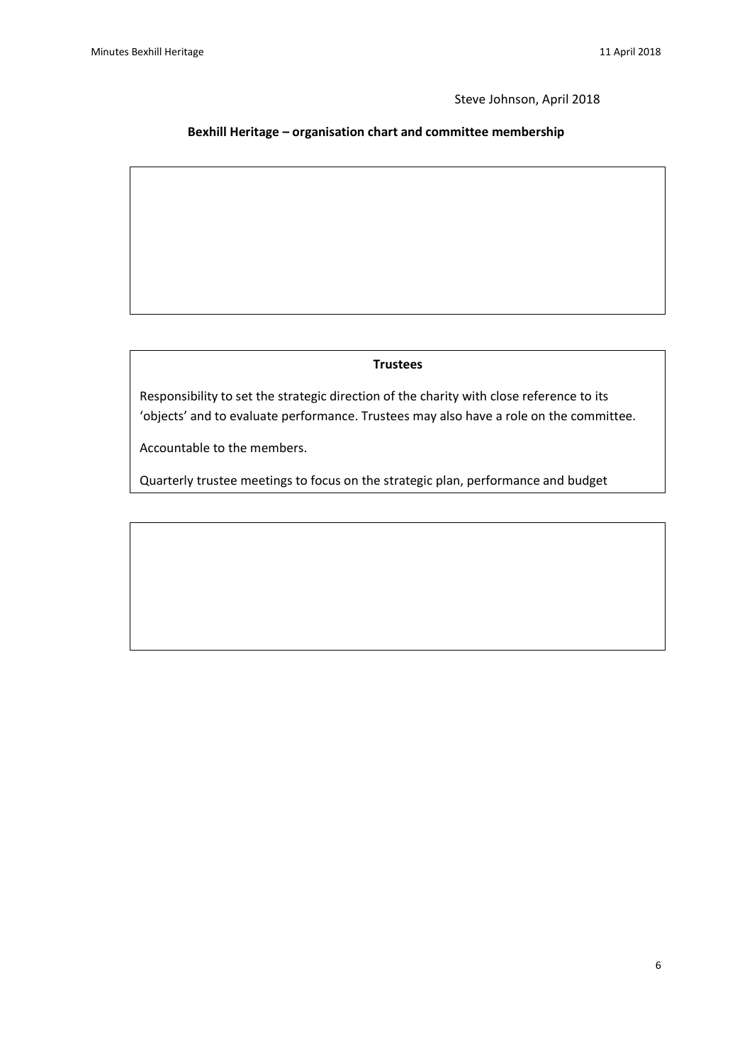Steve Johnson, April 2018

**Bexhill Heritage – organisation chart and committee membership**

**Trustees**

Responsibility to set the strategic direction of the charity with close reference to its 'objects' and to evaluate performance. Trustees may also have a role on the committee.

Accountable to the members.

Quarterly trustee meetings to focus on the strategic plan, performance and budget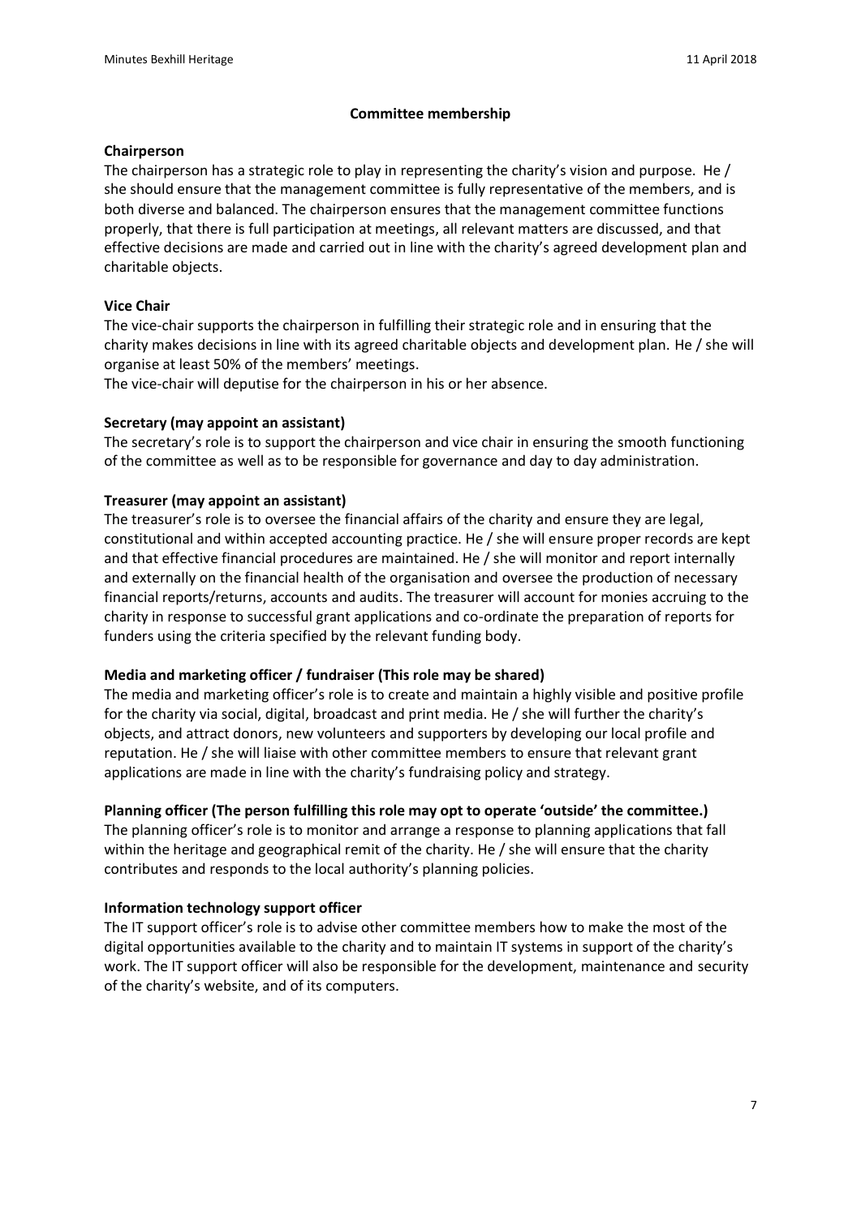## Committee membership

### Chairperson

The chairperson has a strategic role to play in representing the charity's vision and purpose. He / she should ensure that the management committee is fully representative of the members, and is both diverse and balanced. The chairperson ensures that the management committee functions properly, that there is full participation at meetings, all relevant matters are discussed, and that effective decisions are made and carried out in line with the charity's agreed development plan and charitable objects.

### Vice Chair

The vice-chair supports the chairperson in fulfilling their strategic role and in ensuring that the charity makes decisions in line with its agreed charitable objects and development plan. He / she will organise at least 50% of the members' meetings.

The vice-chair will deputise for the chairperson in his or her absence.

### Secretary (may appoint an assistant)

The secretary's role is to support the chairperson and vice chair in ensuring the smooth functioning of the committee as well as to be responsible for governance and day to day administration.

### Treasurer (may appoint an assistant)

The treasurer's role is to oversee the financial affairs of the charity and ensure they are legal, constitutional and within accepted accounting practice. He / she will ensure proper records are kept and that effective financial procedures are maintained. He / she will monitor and report internally and externally on the financial health of the organisation and oversee the production of necessary financial reports/returns, accounts and audits. The treasurer will account for monies accruing to the charity in response to successful grant applications and co-ordinate the preparation of reports for funders using the criteria specified by the relevant funding body.

### Media and marketing officer / fundraiser (This role may be shared)

The media and marketing officer's role is to create and maintain a highly visible and positive profile for the charity via social, digital, broadcast and print media. He / she will further the charity's objects, and attract donors, new volunteers and supporters by developing our local profile and reputation. He / she will liaise with other committee members to ensure that relevant grant applications are made in line with the charity's fundraising policy and strategy.

### Planning officer (The person fulfilling this role may opt to operate 'outside' the committee.)

The planning officer's role is to monitor and arrange a response to planning applications that fall within the heritage and geographical remit of the charity. He / she will ensure that the charity contributes and responds to the local authority's planning policies.

### Information technology support officer

The IT support officer's role is to advise other committee members how to make the most of the digital opportunities available to the charity and to maintain IT systems in support of the charity's work. The IT support officer will also be responsible for the development, maintenance and security of the charity's website, and of its computers.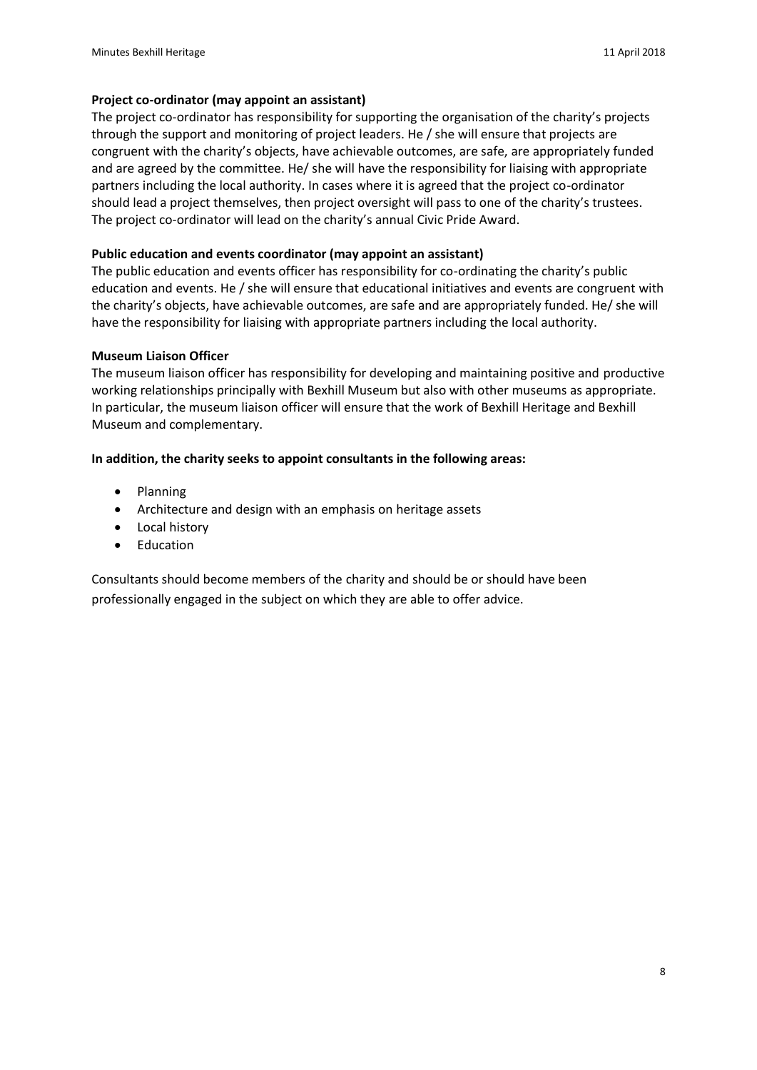**Project co-ordinator (may appoint an assistant)**

The project co-ordinator has responsibility for supporting the organisation of the charity's projects through the support and monitoring of project leaders. He / she will ensure that projects are congruent with the charity's objects, have achievable outcomes, are safe, are appropriately funded and are agreed by the committee. He/ she will have the responsibility for liaising with appropriate partners including the local authority. In cases where it is agreed that the project co-ordinator should lead a project themselves, then project oversight will pass to one of the charity's trustees. The project co-ordinator will lead on the charity's annual Civic Pride Award.

**Public education and events coordinator (may appoint an assistant)**

The public education and events officer has responsibility for co-ordinating the charity's public education and events. He / she will ensure that educational initiatives and events are congruent with the charity's objects, have achievable outcomes, are safe and are appropriately funded. He/ she will have the responsibility for liaising with appropriate partners including the local authority.

**Museum Liaison Officer**

The museum liaison officer has responsibility for developing and maintaining positive and productive working relationships principally with Bexhill Museum but also with other museums as appropriate. In particular, the museum liaison officer will ensure that the work of Bexhill Heritage and Bexhill Museum and complementary.

**In addition, the charity seeks to appoint consultants in the following areas:**

- Planning
- Architecture and design with an emphasis on heritage assets
- Local history
- Education

Consultants should become members of the charity and should be or should have been professionally engaged in the subject on which they are able to offer advice.